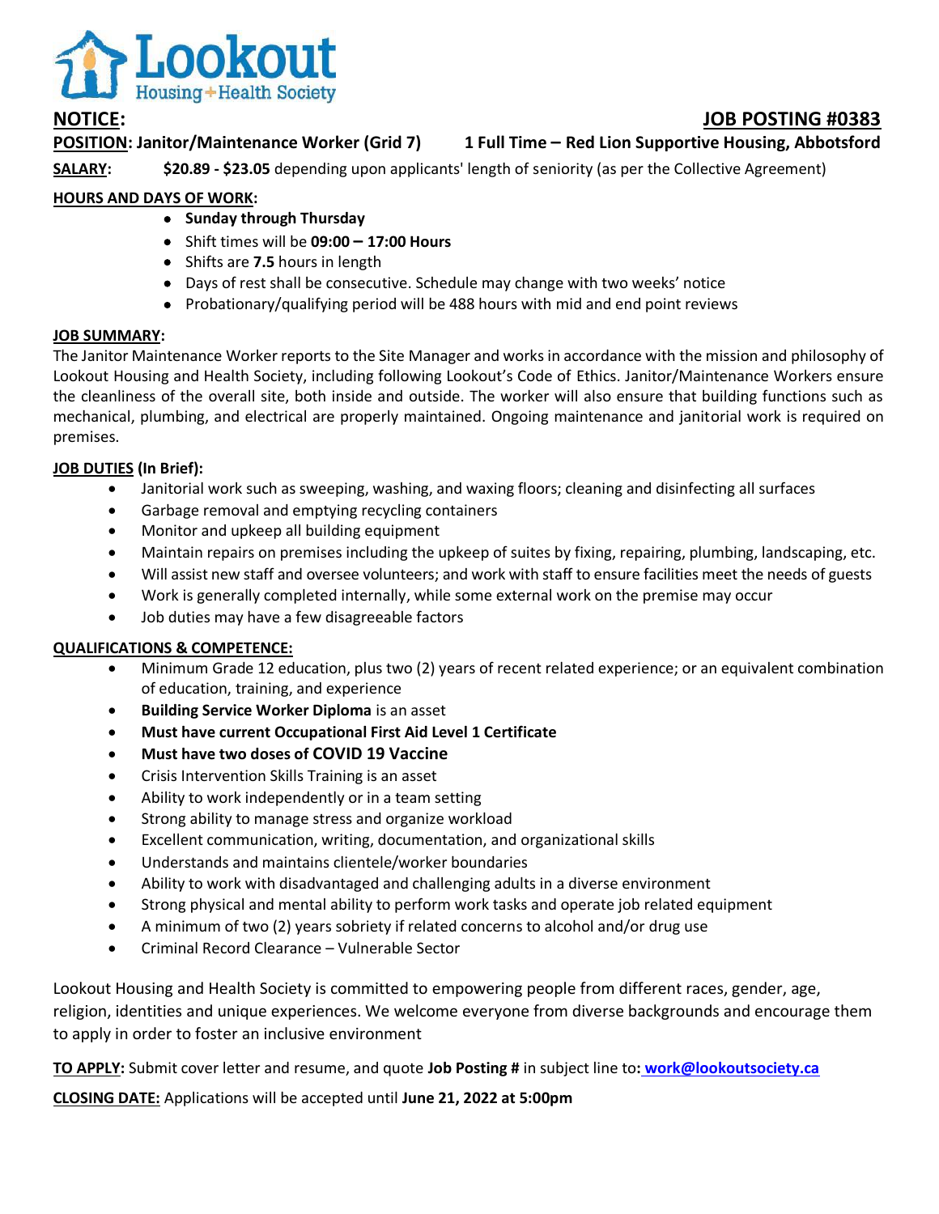Lookout Housing+Health Society

**NOTICE:** **JOB POSTING #0383**

**POSITION: Janitor/Maintenance Worker (Grid 7)** **1 Full Time – Red Lion Supportive Housing, Abbotsford**

**SALARY:** **$20.89 - $23.05** depending upon applicants' length of seniority (as per the Collective Agreement)

**HOURS AND DAYS OF WORK:**

- **Sunday through Thursday**
- Shift times will be **09:00 – 17:00 Hours**
- Shifts are **7.5** hours in length
- Days of rest shall be consecutive. Schedule may change with two weeks' notice
- Probationary/qualifying period will be 488 hours with mid and end point reviews

**JOB SUMMARY:**

The Janitor Maintenance Worker reports to the Site Manager and works in accordance with the mission and philosophy of Lookout Housing and Health Society, including following Lookout's Code of Ethics. Janitor/Maintenance Workers ensure the cleanliness of the overall site, both inside and outside. The worker will also ensure that building functions such as mechanical, plumbing, and electrical are properly maintained. Ongoing maintenance and janitorial work is required on premises.

**JOB DUTIES (In Brief):**

- Janitorial work such as sweeping, washing, and waxing floors; cleaning and disinfecting all surfaces
- Garbage removal and emptying recycling containers
- Monitor and upkeep all building equipment
- Maintain repairs on premises including the upkeep of suites by fixing, repairing, plumbing, landscaping, etc.
- Will assist new staff and oversee volunteers; and work with staff to ensure facilities meet the needs of guests
- Work is generally completed internally, while some external work on the premise may occur
- Job duties may have a few disagreeable factors

**QUALIFICATIONS & COMPETENCE:**

- Minimum Grade 12 education, plus two (2) years of recent related experience; or an equivalent combination of education, training, and experience
- **Building Service Worker Diploma** is an asset
- **Must have current Occupational First Aid Level 1 Certificate**
- **Must have two doses of COVID 19 Vaccine**
- Crisis Intervention Skills Training is an asset
- Ability to work independently or in a team setting
- Strong ability to manage stress and organize workload
- Excellent communication, writing, documentation, and organizational skills
- Understands and maintains clientele/worker boundaries
- Ability to work with disadvantaged and challenging adults in a diverse environment
- Strong physical and mental ability to perform work tasks and operate job related equipment
- A minimum of two (2) years sobriety if related concerns to alcohol and/or drug use
- Criminal Record Clearance – Vulnerable Sector

Lookout Housing and Health Society is committed to empowering people from different races, gender, age, religion, identities and unique experiences. We welcome everyone from diverse backgrounds and encourage them to apply in order to foster an inclusive environment

**TO APPLY:** Submit cover letter and resume, and quote **Job Posting #** in subject line to**:** work@lookoutsociety.ca

**CLOSING DATE:** Applications will be accepted until **June 21, 2022 at 5:00pm**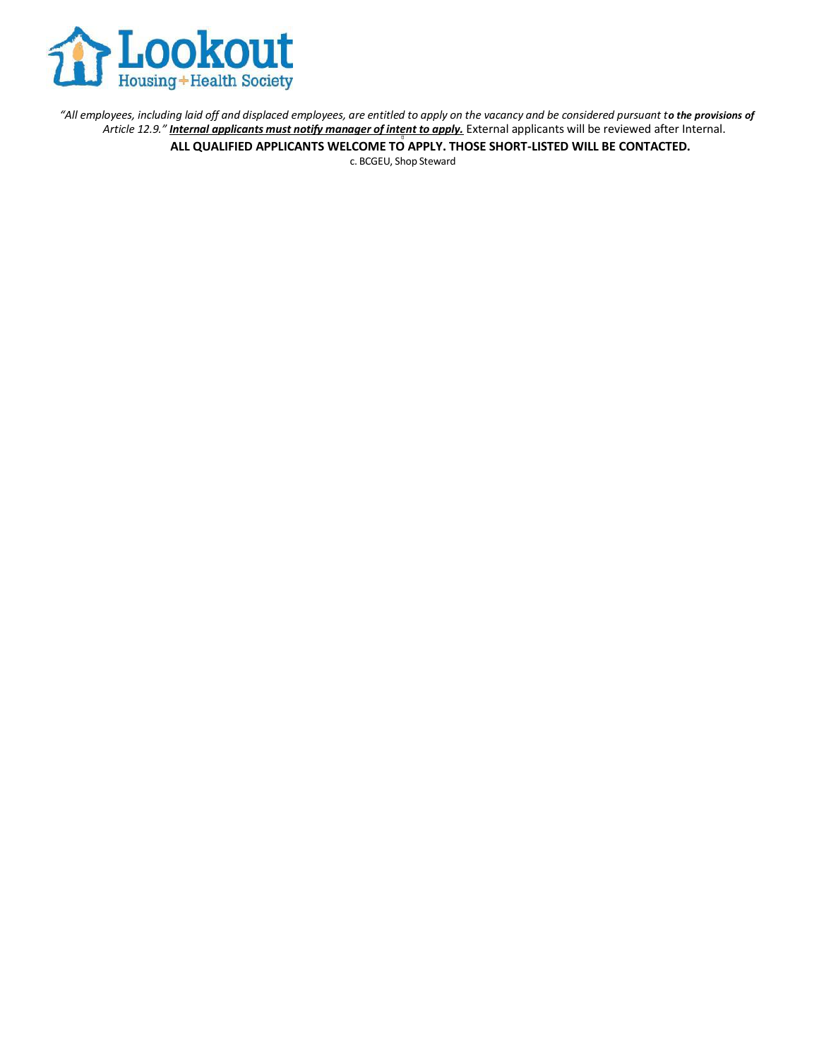*"All employees, including laid off and displaced employees, are entitled to apply on the vacancy and be considered pursuant t**o the provisions of** Article 12.9."* ***Internal applicants must notify manager of intent to apply.*** External applicants will be reviewed after Internal.

**ALL QUALIFIED APPLICANTS WELCOME TO APPLY. THOSE SHORT-LISTED WILL BE CONTACTED.**

c. BCGEU, Shop Steward